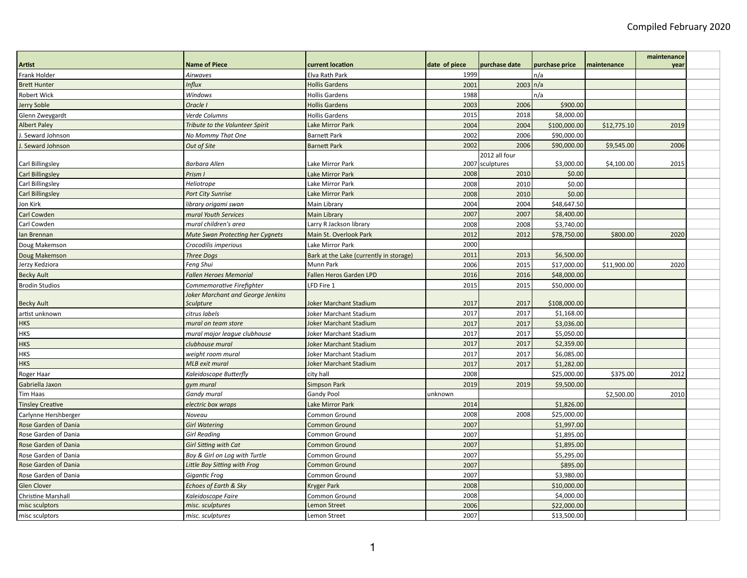Compiled February 2020

| Artist | Name of Piece | current location | date of piece | purchase date | purchase price | maintenance | maintenance year |
|---|---|---|---|---|---|---|---|
| Frank Holder | *Airwaves* | Elva Rath Park | 1999 | | n/a | | |
| Brett Hunter | *Influx* | Hollis Gardens | 2001 | 2003 | n/a | | |
| Robert Wick | *Windows* | Hollis Gardens | 1988 | | n/a | | |
| Jerry Soble | *Oracle I* | Hollis Gardens | 2003 | 2006 | $900.00 | | |
| Glenn Zweygardt | *Verde Columns* | Hollis Gardens | 2015 | 2018 | $8,000.00 | | |
| Albert Paley | *Tribute to the Volunteer Spirit* | Lake Mirror Park | 2004 | 2004 | $100,000.00 | $12,775.10 | 2019 |
| J. Seward Johnson | *No Mommy That One* | Barnett Park | 2002 | 2006 | $90,000.00 | | |
| J. Seward Johnson | *Out of Site* | Barnett Park | 2002 | 2006 | $90,000.00 | $9,545.00 | 2006 |
| Carl Billingsley | *Barbara Allen* | Lake Mirror Park | 2007 | 2012 all four sculptures | $3,000.00 | $4,100.00 | 2015 |
| Carl Billingsley | *Prism I* | Lake Mirror Park | 2008 | 2010 | $0.00 | | |
| Carl Billingsley | *Heliotrope* | Lake Mirror Park | 2008 | 2010 | $0.00 | | |
| Carl Billingsley | *Port City Sunrise* | Lake Mirror Park | 2008 | 2010 | $0.00 | | |
| Jon Kirk | *library origami swan* | Main Library | 2004 | 2004 | $48,647.50 | | |
| Carl Cowden | *mural Youth Services* | Main Library | 2007 | 2007 | $8,400.00 | | |
| Carl Cowden | *mural children's area* | Larry R Jackson library | 2008 | 2008 | $3,740.00 | | |
| Ian Brennan | *Mute Swan Protecting her Cygnets* | Main St. Overlook Park | 2012 | 2012 | $78,750.00 | $800.00 | 2020 |
| Doug Makemson | *Crocodilis imperious* | Lake Mirror Park | 2000 | | | | |
| Doug Makemson | *Three Dogs* | Bark at the Lake (currently in storage) | 2011 | 2013 | $6,500.00 | | |
| Jerzy Kedziora | *Feng Shui* | Munn Park | 2006 | 2015 | $17,000.00 | $11,900.00 | 2020 |
| Becky Ault | *Fallen Heroes Memorial* | Fallen Heros Garden LPD | 2016 | 2016 | $48,000.00 | | |
| Brodin Studios | *Commemorative Firefighter* | LFD Fire 1 | 2015 | 2015 | $50,000.00 | | |
| Becky Ault | *Joker Marchant and George Jenkins Sculpture* | Joker Marchant Stadium | 2017 | 2017 | $108,000.00 | | |
| artist unknown | *citrus labels* | Joker Marchant Stadium | 2017 | 2017 | $1,168.00 | | |
| HKS | *mural on team store* | Joker Marchant Stadium | 2017 | 2017 | $3,036.00 | | |
| HKS | *mural major league clubhouse* | Joker Marchant Stadium | 2017 | 2017 | $5,050.00 | | |
| HKS | *clubhouse mural* | Joker Marchant Stadium | 2017 | 2017 | $2,359.00 | | |
| HKS | *weight room mural* | Joker Marchant Stadium | 2017 | 2017 | $6,085.00 | | |
| HKS | *MLB exit mural* | Joker Marchant Stadium | 2017 | 2017 | $1,282.00 | | |
| Roger Haar | *Kaleidoscope Butterfly* | city hall | 2008 | | $25,000.00 | $375.00 | 2012 |
| Gabriella Jaxon | *gym mural* | Simpson Park | 2019 | 2019 | $9,500.00 | | |
| Tim Haas | *Gandy mural* | Gandy Pool | unknown | | | $2,500.00 | 2010 |
| Tinsley Creative | *electric box wraps* | Lake Mirror Park | 2014 | | $1,826.00 | | |
| Carlynne Hershberger | *Noveau* | Common Ground | 2008 | 2008 | $25,000.00 | | |
| Rose Garden of Dania | *Girl Watering* | Common Ground | 2007 | | $1,997.00 | | |
| Rose Garden of Dania | *Girl Reading* | Common Ground | 2007 | | $1,895.00 | | |
| Rose Garden of Dania | *Girl Sitting with Cat* | Common Ground | 2007 | | $1,895.00 | | |
| Rose Garden of Dania | *Boy & Girl on Log with Turtle* | Common Ground | 2007 | | $5,295.00 | | |
| Rose Garden of Dania | *Little Boy Sitting with Frog* | Common Ground | 2007 | | $895.00 | | |
| Rose Garden of Dania | *Gigantic Frog* | Common Ground | 2007 | | $3,980.00 | | |
| Glen Clover | *Echoes of Earth & Sky* | Kryger Park | 2008 | | $10,000.00 | | |
| Christine Marshall | *Kaleidoscope Faire* | Common Ground | 2008 | | $4,000.00 | | |
| misc sculptors | *misc. sculptures* | Lemon Street | 2006 | | $22,000.00 | | |
| misc sculptors | *misc. sculptures* | Lemon Street | 2007 | | $13,500.00 | | |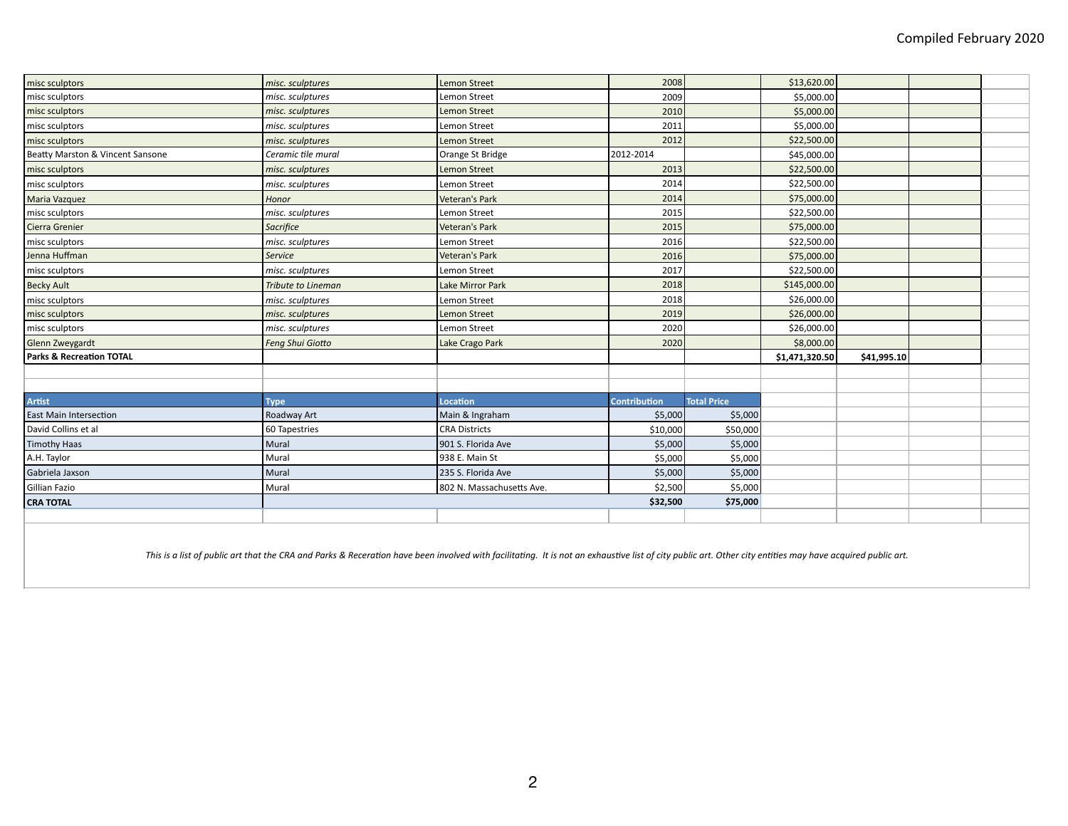| | | | | | | | | |
|---|---|---|---|---|---|---|---|---|
| misc sculptors | *misc. sculptures* | Lemon Street | 2008 | | $13,620.00 | | | |
| misc sculptors | *misc. sculptures* | Lemon Street | 2009 | | $5,000.00 | | | |
| misc sculptors | *misc. sculptures* | Lemon Street | 2010 | | $5,000.00 | | | |
| misc sculptors | *misc. sculptures* | Lemon Street | 2011 | | $5,000.00 | | | |
| misc sculptors | *misc. sculptures* | Lemon Street | 2012 | | $22,500.00 | | | |
| Beatty Marston & Vincent Sansone | *Ceramic tile mural* | Orange St Bridge | 2012-2014 | | $45,000.00 | | | |
| misc sculptors | *misc. sculptures* | Lemon Street | 2013 | | $22,500.00 | | | |
| misc sculptors | *misc. sculptures* | Lemon Street | 2014 | | $22,500.00 | | | |
| Maria Vazquez | *Honor* | Veteran's Park | 2014 | | $75,000.00 | | | |
| misc sculptors | *misc. sculptures* | Lemon Street | 2015 | | $22,500.00 | | | |
| Cierra Grenier | *Sacrifice* | Veteran's Park | 2015 | | $75,000.00 | | | |
| misc sculptors | *misc. sculptures* | Lemon Street | 2016 | | $22,500.00 | | | |
| Jenna Huffman | *Service* | Veteran's Park | 2016 | | $75,000.00 | | | |
| misc sculptors | *misc. sculptures* | Lemon Street | 2017 | | $22,500.00 | | | |
| Becky Ault | *Tribute to Lineman* | Lake Mirror Park | 2018 | | $145,000.00 | | | |
| misc sculptors | *misc. sculptures* | Lemon Street | 2018 | | $26,000.00 | | | |
| misc sculptors | *misc. sculptures* | Lemon Street | 2019 | | $26,000.00 | | | |
| misc sculptors | *misc. sculptures* | Lemon Street | 2020 | | $26,000.00 | | | |
| Glenn Zweygardt | *Feng Shui Giotto* | Lake Crago Park | 2020 | | $8,000.00 | | | |
| **Parks & Recreation TOTAL** | | | | | **$1,471,320.50** | **$41,995.10** | | |

| Artist | Type | Location | Contribution | Total Price |
|---|---|---|---|---|
| East Main Intersection | Roadway Art | Main & Ingraham | $5,000 | $5,000 |
| David Collins et al | 60 Tapestries | CRA Districts | $10,000 | $50,000 |
| Timothy Haas | Mural | 901 S. Florida Ave | $5,000 | $5,000 |
| A.H. Taylor | Mural | 938 E. Main St | $5,000 | $5,000 |
| Gabriela Jaxson | Mural | 235 S. Florida Ave | $5,000 | $5,000 |
| Gillian Fazio | Mural | 802 N. Massachusetts Ave. | $2,500 | $5,000 |
| **CRA TOTAL** | | | **$32,500** | **$75,000** |

*This is a list of public art that the CRA and Parks & Receration have been involved with facilitating. It is not an exhaustive list of city public art. Other city entities may have acquired public art.*